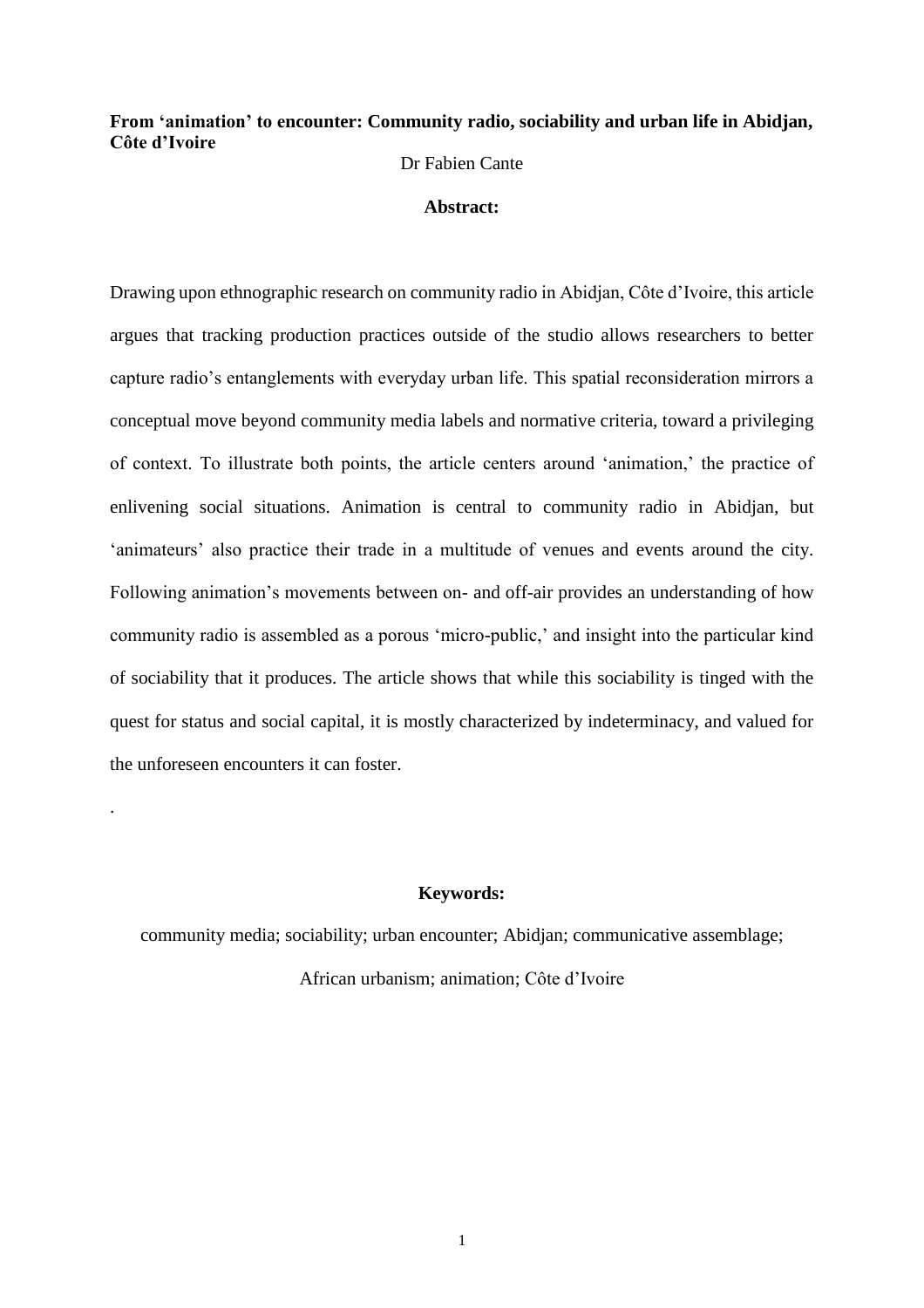**From 'animation' to encounter: Community radio, sociability and urban life in Abidjan, Côte d'Ivoire**

Dr Fabien Cante

**Abstract:**

Drawing upon ethnographic research on community radio in Abidjan, Côte d'Ivoire, this article argues that tracking production practices outside of the studio allows researchers to better capture radio's entanglements with everyday urban life. This spatial reconsideration mirrors a conceptual move beyond community media labels and normative criteria, toward a privileging of context. To illustrate both points, the article centers around 'animation,' the practice of enlivening social situations. Animation is central to community radio in Abidjan, but 'animateurs' also practice their trade in a multitude of venues and events around the city. Following animation's movements between on- and off-air provides an understanding of how community radio is assembled as a porous 'micro-public,' and insight into the particular kind of sociability that it produces. The article shows that while this sociability is tinged with the quest for status and social capital, it is mostly characterized by indeterminacy, and valued for the unforeseen encounters it can foster.

.

**Keywords:**

community media; sociability; urban encounter; Abidjan; communicative assemblage; African urbanism; animation; Côte d'Ivoire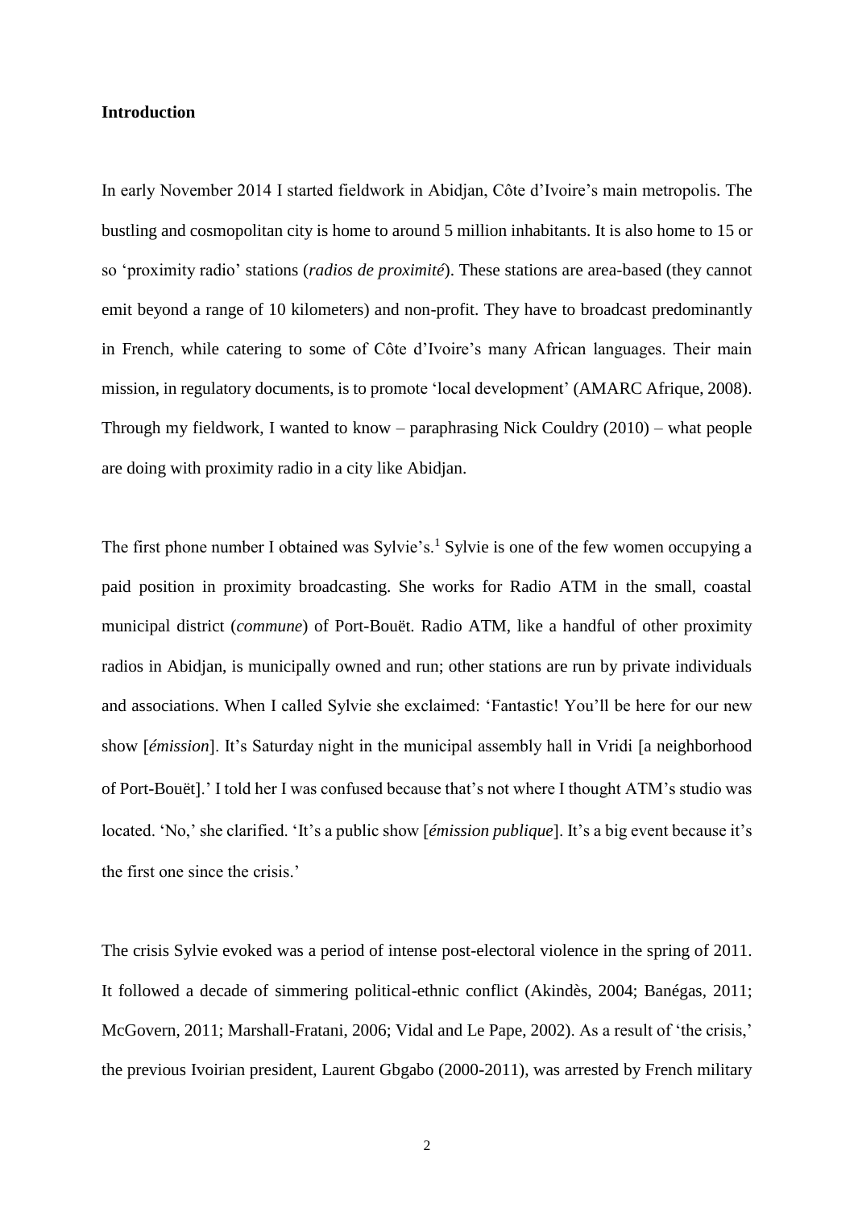## Introduction

In early November 2014 I started fieldwork in Abidjan, Côte d'Ivoire's main metropolis. The bustling and cosmopolitan city is home to around 5 million inhabitants. It is also home to 15 or so 'proximity radio' stations (*radios de proximité*). These stations are area-based (they cannot emit beyond a range of 10 kilometers) and non-profit. They have to broadcast predominantly in French, while catering to some of Côte d'Ivoire's many African languages. Their main mission, in regulatory documents, is to promote 'local development' (AMARC Afrique, 2008). Through my fieldwork, I wanted to know – paraphrasing Nick Couldry (2010) – what people are doing with proximity radio in a city like Abidjan.

The first phone number I obtained was Sylvie's.[1] Sylvie is one of the few women occupying a paid position in proximity broadcasting. She works for Radio ATM in the small, coastal municipal district (*commune*) of Port-Bouët. Radio ATM, like a handful of other proximity radios in Abidjan, is municipally owned and run; other stations are run by private individuals and associations. When I called Sylvie she exclaimed: 'Fantastic! You'll be here for our new show [*émission*]. It's Saturday night in the municipal assembly hall in Vridi [a neighborhood of Port-Bouët].' I told her I was confused because that's not where I thought ATM's studio was located. 'No,' she clarified. 'It's a public show [*émission publique*]. It's a big event because it's the first one since the crisis.'

The crisis Sylvie evoked was a period of intense post-electoral violence in the spring of 2011. It followed a decade of simmering political-ethnic conflict (Akindès, 2004; Banégas, 2011; McGovern, 2011; Marshall-Fratani, 2006; Vidal and Le Pape, 2002). As a result of 'the crisis,' the previous Ivoirian president, Laurent Gbgabo (2000-2011), was arrested by French military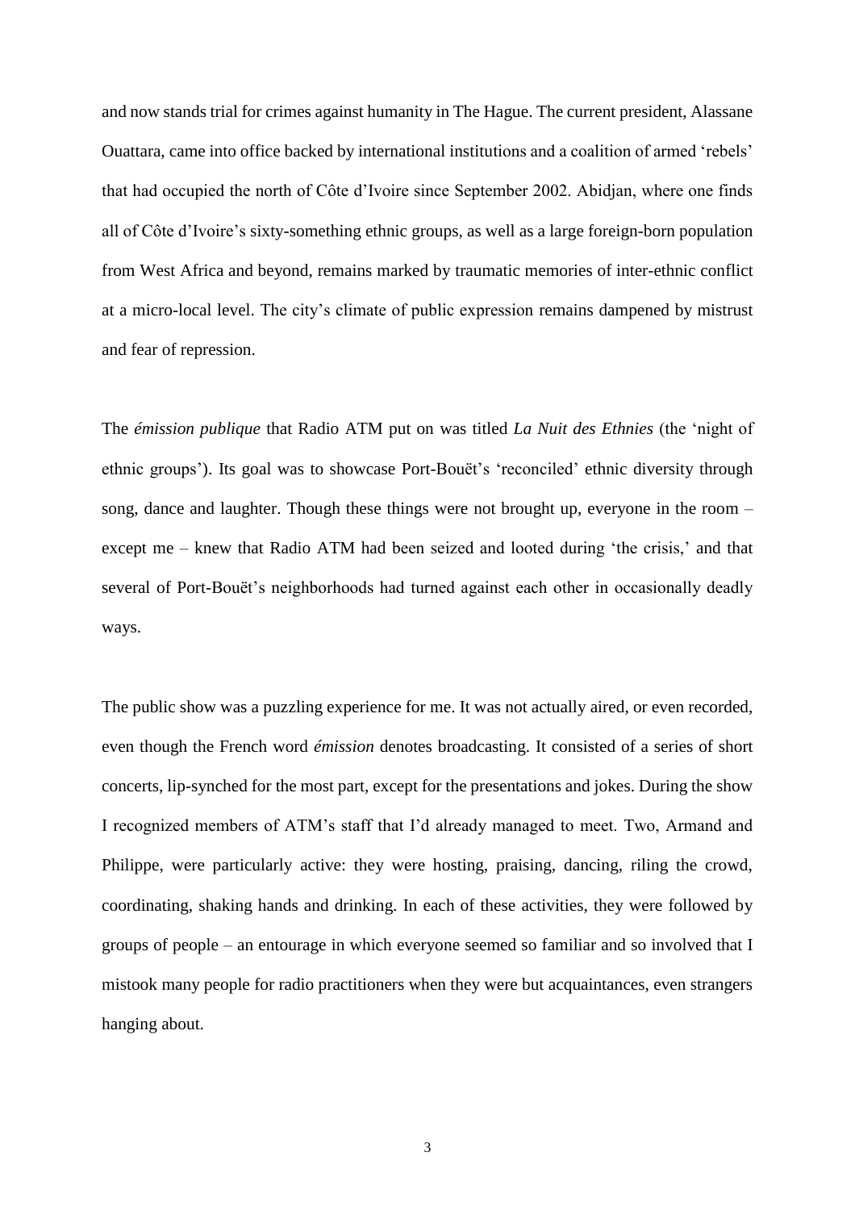and now stands trial for crimes against humanity in The Hague. The current president, Alassane Ouattara, came into office backed by international institutions and a coalition of armed 'rebels' that had occupied the north of Côte d'Ivoire since September 2002. Abidjan, where one finds all of Côte d'Ivoire's sixty-something ethnic groups, as well as a large foreign-born population from West Africa and beyond, remains marked by traumatic memories of inter-ethnic conflict at a micro-local level. The city's climate of public expression remains dampened by mistrust and fear of repression.

The *émission publique* that Radio ATM put on was titled *La Nuit des Ethnies* (the 'night of ethnic groups'). Its goal was to showcase Port-Bouët's 'reconciled' ethnic diversity through song, dance and laughter. Though these things were not brought up, everyone in the room – except me – knew that Radio ATM had been seized and looted during 'the crisis,' and that several of Port-Bouët's neighborhoods had turned against each other in occasionally deadly ways.

The public show was a puzzling experience for me. It was not actually aired, or even recorded, even though the French word *émission* denotes broadcasting. It consisted of a series of short concerts, lip-synched for the most part, except for the presentations and jokes. During the show I recognized members of ATM's staff that I'd already managed to meet. Two, Armand and Philippe, were particularly active: they were hosting, praising, dancing, riling the crowd, coordinating, shaking hands and drinking. In each of these activities, they were followed by groups of people – an entourage in which everyone seemed so familiar and so involved that I mistook many people for radio practitioners when they were but acquaintances, even strangers hanging about.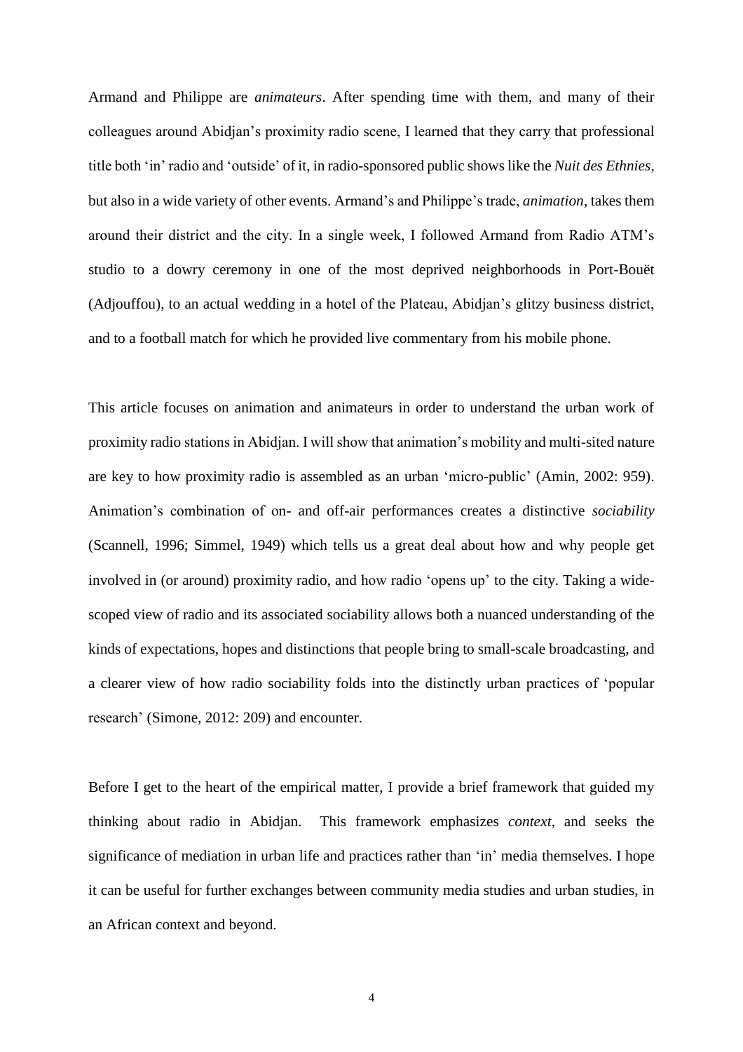Armand and Philippe are *animateurs*. After spending time with them, and many of their colleagues around Abidjan's proximity radio scene, I learned that they carry that professional title both 'in' radio and 'outside' of it, in radio-sponsored public shows like the *Nuit des Ethnies*, but also in a wide variety of other events. Armand's and Philippe's trade, *animation*, takes them around their district and the city. In a single week, I followed Armand from Radio ATM's studio to a dowry ceremony in one of the most deprived neighborhoods in Port-Bouët (Adjouffou), to an actual wedding in a hotel of the Plateau, Abidjan's glitzy business district, and to a football match for which he provided live commentary from his mobile phone.

This article focuses on animation and animateurs in order to understand the urban work of proximity radio stations in Abidjan. I will show that animation's mobility and multi-sited nature are key to how proximity radio is assembled as an urban 'micro-public' (Amin, 2002: 959). Animation's combination of on- and off-air performances creates a distinctive *sociability* (Scannell, 1996; Simmel, 1949) which tells us a great deal about how and why people get involved in (or around) proximity radio, and how radio 'opens up' to the city. Taking a wide-scoped view of radio and its associated sociability allows both a nuanced understanding of the kinds of expectations, hopes and distinctions that people bring to small-scale broadcasting, and a clearer view of how radio sociability folds into the distinctly urban practices of 'popular research' (Simone, 2012: 209) and encounter.

Before I get to the heart of the empirical matter, I provide a brief framework that guided my thinking about radio in Abidjan. This framework emphasizes *context*, and seeks the significance of mediation in urban life and practices rather than 'in' media themselves. I hope it can be useful for further exchanges between community media studies and urban studies, in an African context and beyond.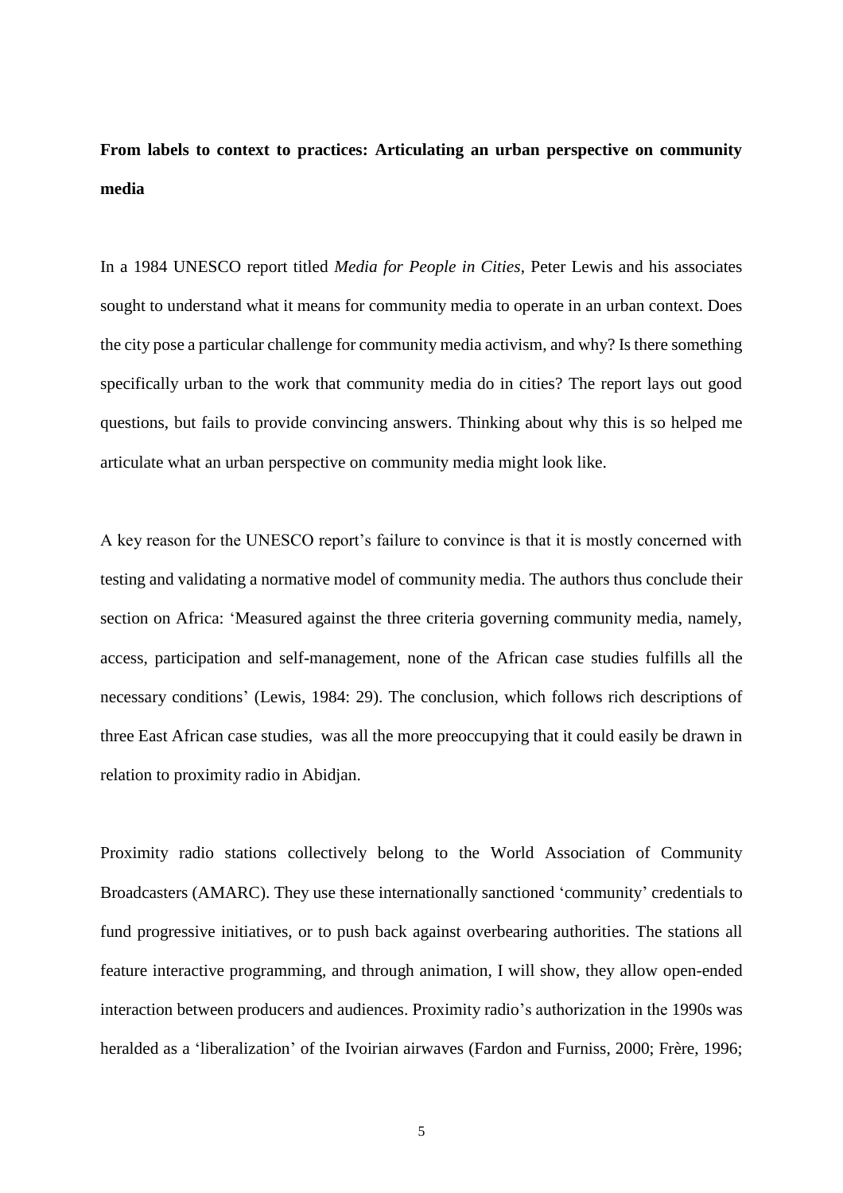## From labels to context to practices: Articulating an urban perspective on community media

In a 1984 UNESCO report titled *Media for People in Cities*, Peter Lewis and his associates sought to understand what it means for community media to operate in an urban context. Does the city pose a particular challenge for community media activism, and why? Is there something specifically urban to the work that community media do in cities? The report lays out good questions, but fails to provide convincing answers. Thinking about why this is so helped me articulate what an urban perspective on community media might look like.

A key reason for the UNESCO report's failure to convince is that it is mostly concerned with testing and validating a normative model of community media. The authors thus conclude their section on Africa: 'Measured against the three criteria governing community media, namely, access, participation and self-management, none of the African case studies fulfills all the necessary conditions' (Lewis, 1984: 29). The conclusion, which follows rich descriptions of three East African case studies, was all the more preoccupying that it could easily be drawn in relation to proximity radio in Abidjan.

Proximity radio stations collectively belong to the World Association of Community Broadcasters (AMARC). They use these internationally sanctioned 'community' credentials to fund progressive initiatives, or to push back against overbearing authorities. The stations all feature interactive programming, and through animation, I will show, they allow open-ended interaction between producers and audiences. Proximity radio's authorization in the 1990s was heralded as a 'liberalization' of the Ivoirian airwaves (Fardon and Furniss, 2000; Frère, 1996;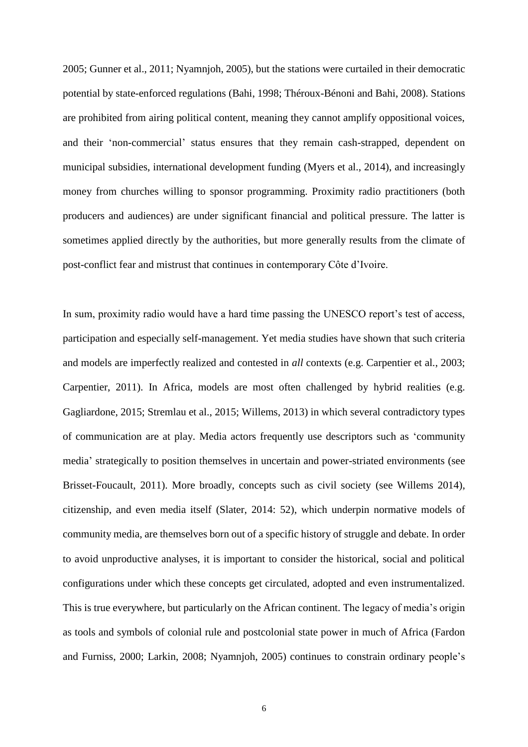2005; Gunner et al., 2011; Nyamnjoh, 2005), but the stations were curtailed in their democratic potential by state-enforced regulations (Bahi, 1998; Théroux-Bénoni and Bahi, 2008). Stations are prohibited from airing political content, meaning they cannot amplify oppositional voices, and their 'non-commercial' status ensures that they remain cash-strapped, dependent on municipal subsidies, international development funding (Myers et al., 2014), and increasingly money from churches willing to sponsor programming. Proximity radio practitioners (both producers and audiences) are under significant financial and political pressure. The latter is sometimes applied directly by the authorities, but more generally results from the climate of post-conflict fear and mistrust that continues in contemporary Côte d'Ivoire.

In sum, proximity radio would have a hard time passing the UNESCO report's test of access, participation and especially self-management. Yet media studies have shown that such criteria and models are imperfectly realized and contested in *all* contexts (e.g. Carpentier et al., 2003; Carpentier, 2011). In Africa, models are most often challenged by hybrid realities (e.g. Gagliardone, 2015; Stremlau et al., 2015; Willems, 2013) in which several contradictory types of communication are at play. Media actors frequently use descriptors such as 'community media' strategically to position themselves in uncertain and power-striated environments (see Brisset-Foucault, 2011). More broadly, concepts such as civil society (see Willems 2014), citizenship, and even media itself (Slater, 2014: 52), which underpin normative models of community media, are themselves born out of a specific history of struggle and debate. In order to avoid unproductive analyses, it is important to consider the historical, social and political configurations under which these concepts get circulated, adopted and even instrumentalized. This is true everywhere, but particularly on the African continent. The legacy of media's origin as tools and symbols of colonial rule and postcolonial state power in much of Africa (Fardon and Furniss, 2000; Larkin, 2008; Nyamnjoh, 2005) continues to constrain ordinary people's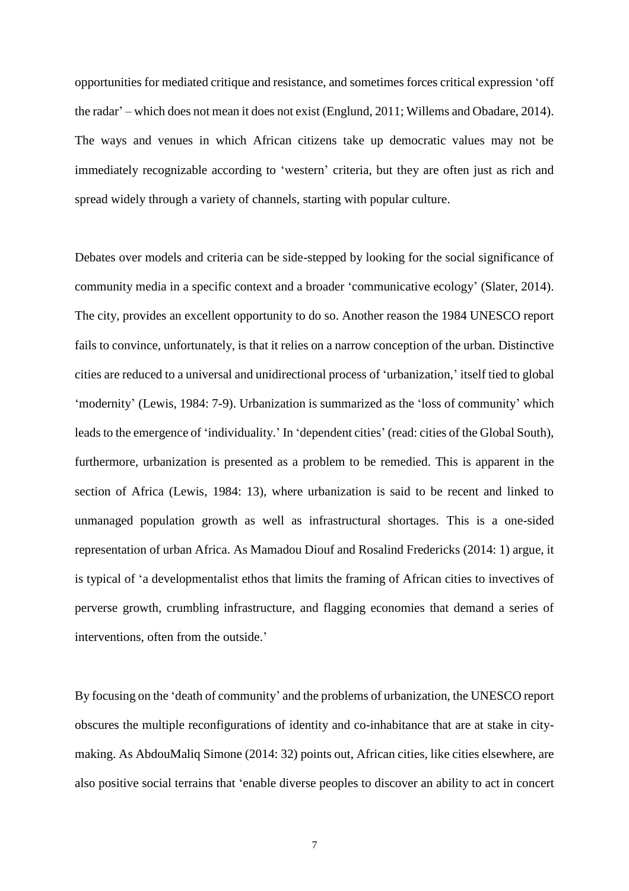opportunities for mediated critique and resistance, and sometimes forces critical expression 'off the radar' – which does not mean it does not exist (Englund, 2011; Willems and Obadare, 2014). The ways and venues in which African citizens take up democratic values may not be immediately recognizable according to 'western' criteria, but they are often just as rich and spread widely through a variety of channels, starting with popular culture.

Debates over models and criteria can be side-stepped by looking for the social significance of community media in a specific context and a broader 'communicative ecology' (Slater, 2014). The city, provides an excellent opportunity to do so. Another reason the 1984 UNESCO report fails to convince, unfortunately, is that it relies on a narrow conception of the urban. Distinctive cities are reduced to a universal and unidirectional process of 'urbanization,' itself tied to global 'modernity' (Lewis, 1984: 7-9). Urbanization is summarized as the 'loss of community' which leads to the emergence of 'individuality.' In 'dependent cities' (read: cities of the Global South), furthermore, urbanization is presented as a problem to be remedied. This is apparent in the section of Africa (Lewis, 1984: 13), where urbanization is said to be recent and linked to unmanaged population growth as well as infrastructural shortages. This is a one-sided representation of urban Africa. As Mamadou Diouf and Rosalind Fredericks (2014: 1) argue, it is typical of 'a developmentalist ethos that limits the framing of African cities to invectives of perverse growth, crumbling infrastructure, and flagging economies that demand a series of interventions, often from the outside.'

By focusing on the 'death of community' and the problems of urbanization, the UNESCO report obscures the multiple reconfigurations of identity and co-inhabitance that are at stake in city-making. As AbdouMaliq Simone (2014: 32) points out, African cities, like cities elsewhere, are also positive social terrains that 'enable diverse peoples to discover an ability to act in concert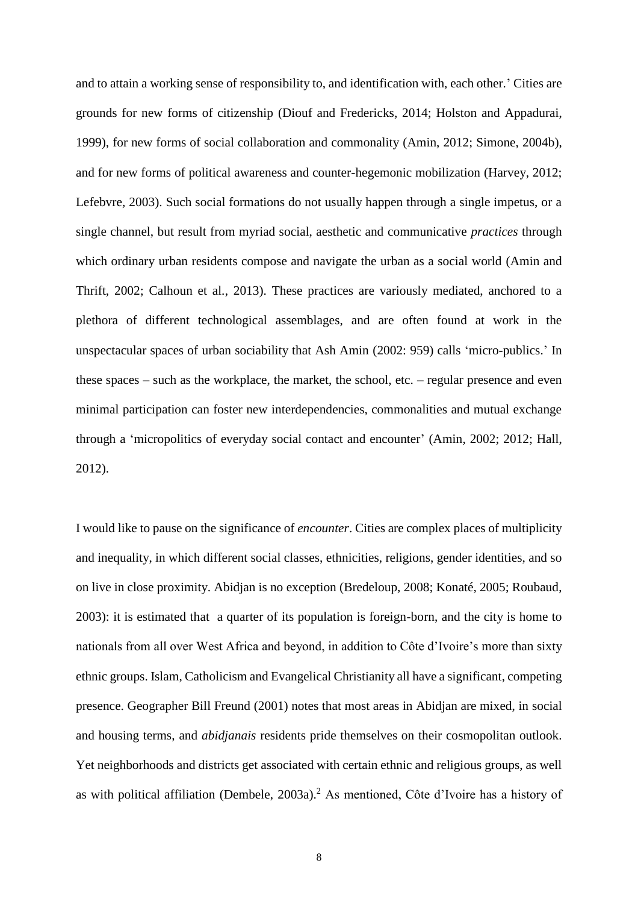and to attain a working sense of responsibility to, and identification with, each other.' Cities are grounds for new forms of citizenship (Diouf and Fredericks, 2014; Holston and Appadurai, 1999), for new forms of social collaboration and commonality (Amin, 2012; Simone, 2004b), and for new forms of political awareness and counter-hegemonic mobilization (Harvey, 2012; Lefebvre, 2003). Such social formations do not usually happen through a single impetus, or a single channel, but result from myriad social, aesthetic and communicative *practices* through which ordinary urban residents compose and navigate the urban as a social world (Amin and Thrift, 2002; Calhoun et al., 2013). These practices are variously mediated, anchored to a plethora of different technological assemblages, and are often found at work in the unspectacular spaces of urban sociability that Ash Amin (2002: 959) calls 'micro-publics.' In these spaces – such as the workplace, the market, the school, etc. – regular presence and even minimal participation can foster new interdependencies, commonalities and mutual exchange through a 'micropolitics of everyday social contact and encounter' (Amin, 2002; 2012; Hall, 2012).

I would like to pause on the significance of *encounter*. Cities are complex places of multiplicity and inequality, in which different social classes, ethnicities, religions, gender identities, and so on live in close proximity. Abidjan is no exception (Bredeloup, 2008; Konaté, 2005; Roubaud, 2003): it is estimated that a quarter of its population is foreign-born, and the city is home to nationals from all over West Africa and beyond, in addition to Côte d'Ivoire's more than sixty ethnic groups. Islam, Catholicism and Evangelical Christianity all have a significant, competing presence. Geographer Bill Freund (2001) notes that most areas in Abidjan are mixed, in social and housing terms, and *abidjanais* residents pride themselves on their cosmopolitan outlook. Yet neighborhoods and districts get associated with certain ethnic and religious groups, as well as with political affiliation (Dembele, 2003a).[2] As mentioned, Côte d'Ivoire has a history of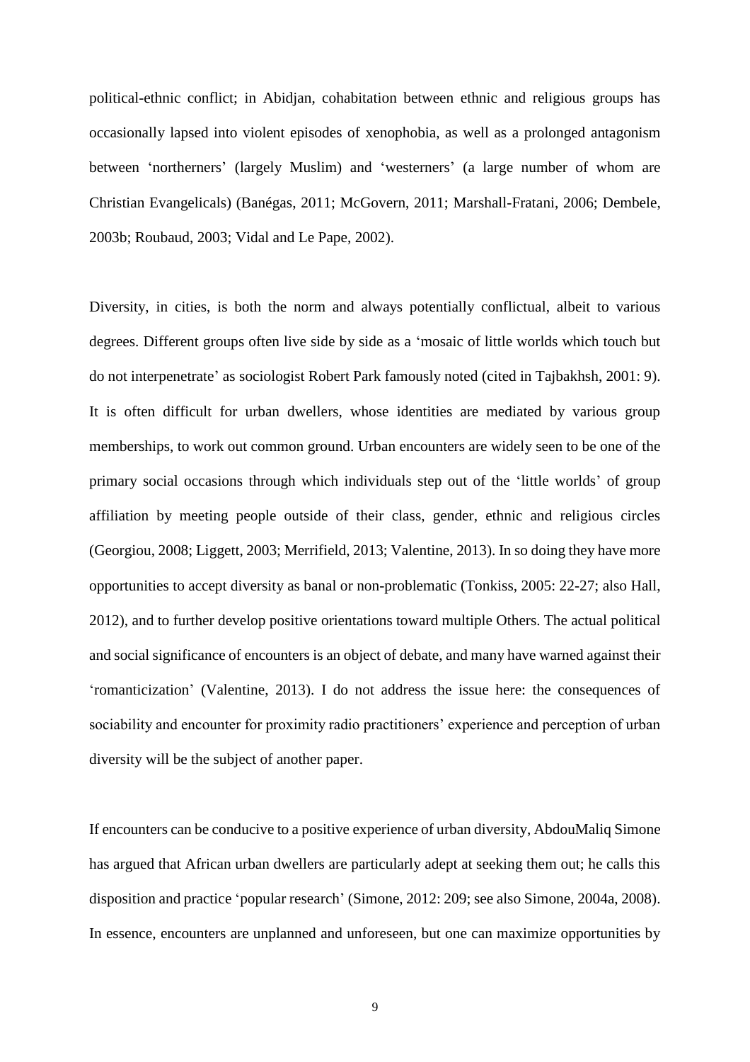political-ethnic conflict; in Abidjan, cohabitation between ethnic and religious groups has occasionally lapsed into violent episodes of xenophobia, as well as a prolonged antagonism between 'northerners' (largely Muslim) and 'westerners' (a large number of whom are Christian Evangelicals) (Banégas, 2011; McGovern, 2011; Marshall-Fratani, 2006; Dembele, 2003b; Roubaud, 2003; Vidal and Le Pape, 2002).

Diversity, in cities, is both the norm and always potentially conflictual, albeit to various degrees. Different groups often live side by side as a 'mosaic of little worlds which touch but do not interpenetrate' as sociologist Robert Park famously noted (cited in Tajbakhsh, 2001: 9). It is often difficult for urban dwellers, whose identities are mediated by various group memberships, to work out common ground. Urban encounters are widely seen to be one of the primary social occasions through which individuals step out of the 'little worlds' of group affiliation by meeting people outside of their class, gender, ethnic and religious circles (Georgiou, 2008; Liggett, 2003; Merrifield, 2013; Valentine, 2013). In so doing they have more opportunities to accept diversity as banal or non-problematic (Tonkiss, 2005: 22-27; also Hall, 2012), and to further develop positive orientations toward multiple Others. The actual political and social significance of encounters is an object of debate, and many have warned against their 'romanticization' (Valentine, 2013). I do not address the issue here: the consequences of sociability and encounter for proximity radio practitioners' experience and perception of urban diversity will be the subject of another paper.

If encounters can be conducive to a positive experience of urban diversity, AbdouMaliq Simone has argued that African urban dwellers are particularly adept at seeking them out; he calls this disposition and practice 'popular research' (Simone, 2012: 209; see also Simone, 2004a, 2008). In essence, encounters are unplanned and unforeseen, but one can maximize opportunities by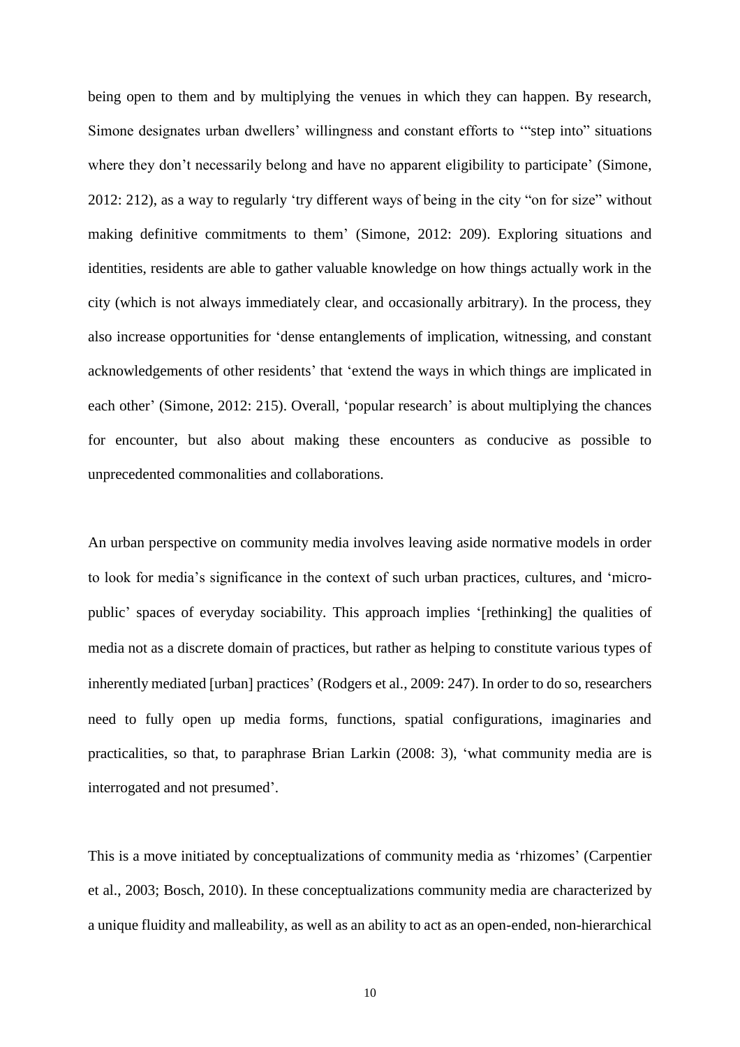being open to them and by multiplying the venues in which they can happen. By research, Simone designates urban dwellers' willingness and constant efforts to '"step into" situations where they don't necessarily belong and have no apparent eligibility to participate' (Simone, 2012: 212), as a way to regularly 'try different ways of being in the city "on for size" without making definitive commitments to them' (Simone, 2012: 209). Exploring situations and identities, residents are able to gather valuable knowledge on how things actually work in the city (which is not always immediately clear, and occasionally arbitrary). In the process, they also increase opportunities for 'dense entanglements of implication, witnessing, and constant acknowledgements of other residents' that 'extend the ways in which things are implicated in each other' (Simone, 2012: 215). Overall, 'popular research' is about multiplying the chances for encounter, but also about making these encounters as conducive as possible to unprecedented commonalities and collaborations.

An urban perspective on community media involves leaving aside normative models in order to look for media's significance in the context of such urban practices, cultures, and 'micro-public' spaces of everyday sociability. This approach implies '[rethinking] the qualities of media not as a discrete domain of practices, but rather as helping to constitute various types of inherently mediated [urban] practices' (Rodgers et al., 2009: 247). In order to do so, researchers need to fully open up media forms, functions, spatial configurations, imaginaries and practicalities, so that, to paraphrase Brian Larkin (2008: 3), 'what community media are is interrogated and not presumed'.

This is a move initiated by conceptualizations of community media as 'rhizomes' (Carpentier et al., 2003; Bosch, 2010). In these conceptualizations community media are characterized by a unique fluidity and malleability, as well as an ability to act as an open-ended, non-hierarchical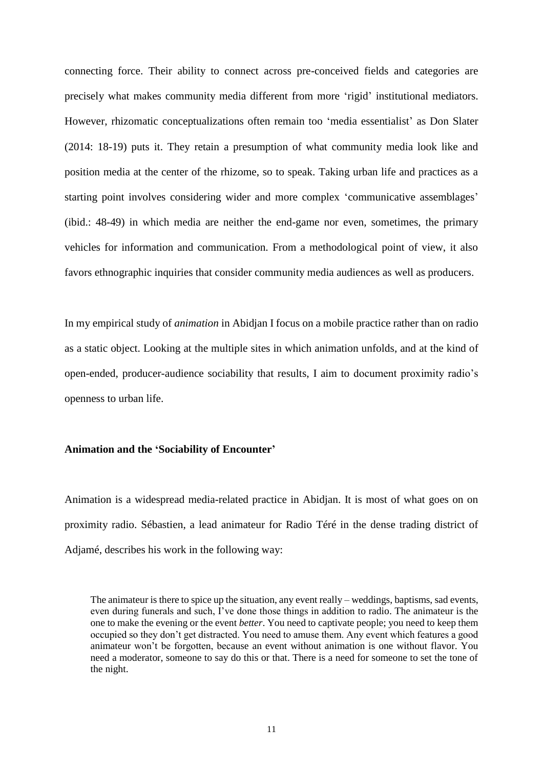connecting force. Their ability to connect across pre-conceived fields and categories are precisely what makes community media different from more 'rigid' institutional mediators. However, rhizomatic conceptualizations often remain too 'media essentialist' as Don Slater (2014: 18-19) puts it. They retain a presumption of what community media look like and position media at the center of the rhizome, so to speak. Taking urban life and practices as a starting point involves considering wider and more complex 'communicative assemblages' (ibid.: 48-49) in which media are neither the end-game nor even, sometimes, the primary vehicles for information and communication. From a methodological point of view, it also favors ethnographic inquiries that consider community media audiences as well as producers.

In my empirical study of *animation* in Abidjan I focus on a mobile practice rather than on radio as a static object. Looking at the multiple sites in which animation unfolds, and at the kind of open-ended, producer-audience sociability that results, I aim to document proximity radio's openness to urban life.

## Animation and the 'Sociability of Encounter'

Animation is a widespread media-related practice in Abidjan. It is most of what goes on on proximity radio. Sébastien, a lead animateur for Radio Téré in the dense trading district of Adjamé, describes his work in the following way:

> The animateur is there to spice up the situation, any event really – weddings, baptisms, sad events, even during funerals and such, I've done those things in addition to radio. The animateur is the one to make the evening or the event *better*. You need to captivate people; you need to keep them occupied so they don't get distracted. You need to amuse them. Any event which features a good animateur won't be forgotten, because an event without animation is one without flavor. You need a moderator, someone to say do this or that. There is a need for someone to set the tone of the night.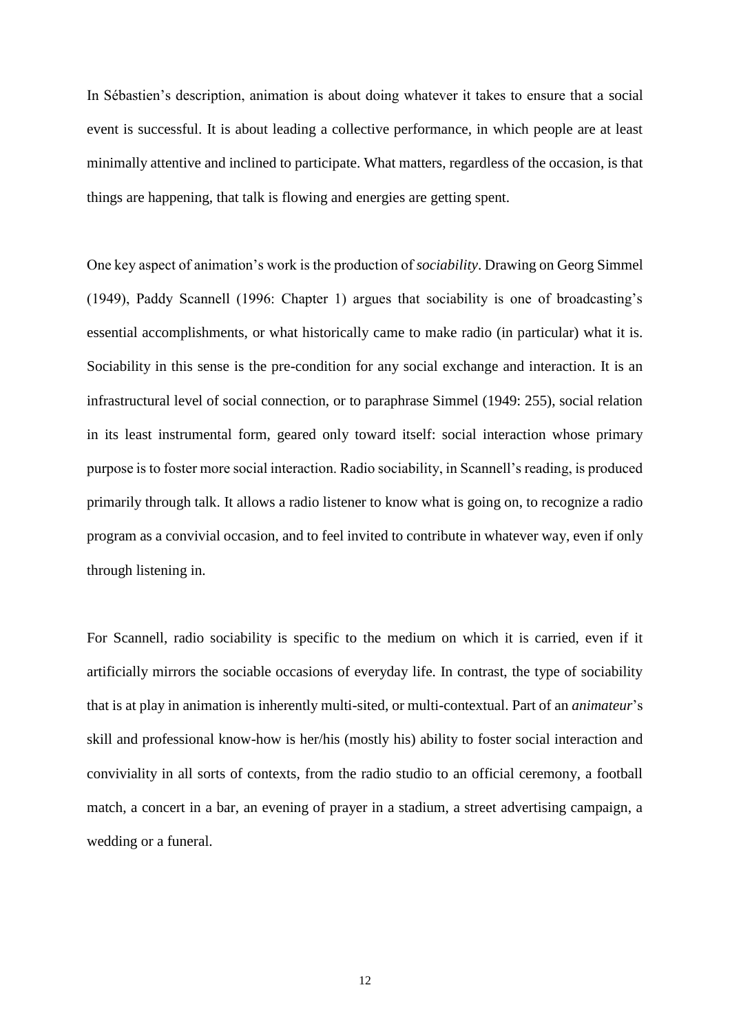In Sébastien's description, animation is about doing whatever it takes to ensure that a social event is successful. It is about leading a collective performance, in which people are at least minimally attentive and inclined to participate. What matters, regardless of the occasion, is that things are happening, that talk is flowing and energies are getting spent.

One key aspect of animation's work is the production of *sociability*. Drawing on Georg Simmel (1949), Paddy Scannell (1996: Chapter 1) argues that sociability is one of broadcasting's essential accomplishments, or what historically came to make radio (in particular) what it is. Sociability in this sense is the pre-condition for any social exchange and interaction. It is an infrastructural level of social connection, or to paraphrase Simmel (1949: 255), social relation in its least instrumental form, geared only toward itself: social interaction whose primary purpose is to foster more social interaction. Radio sociability, in Scannell's reading, is produced primarily through talk. It allows a radio listener to know what is going on, to recognize a radio program as a convivial occasion, and to feel invited to contribute in whatever way, even if only through listening in.

For Scannell, radio sociability is specific to the medium on which it is carried, even if it artificially mirrors the sociable occasions of everyday life. In contrast, the type of sociability that is at play in animation is inherently multi-sited, or multi-contextual. Part of an *animateur*'s skill and professional know-how is her/his (mostly his) ability to foster social interaction and conviviality in all sorts of contexts, from the radio studio to an official ceremony, a football match, a concert in a bar, an evening of prayer in a stadium, a street advertising campaign, a wedding or a funeral.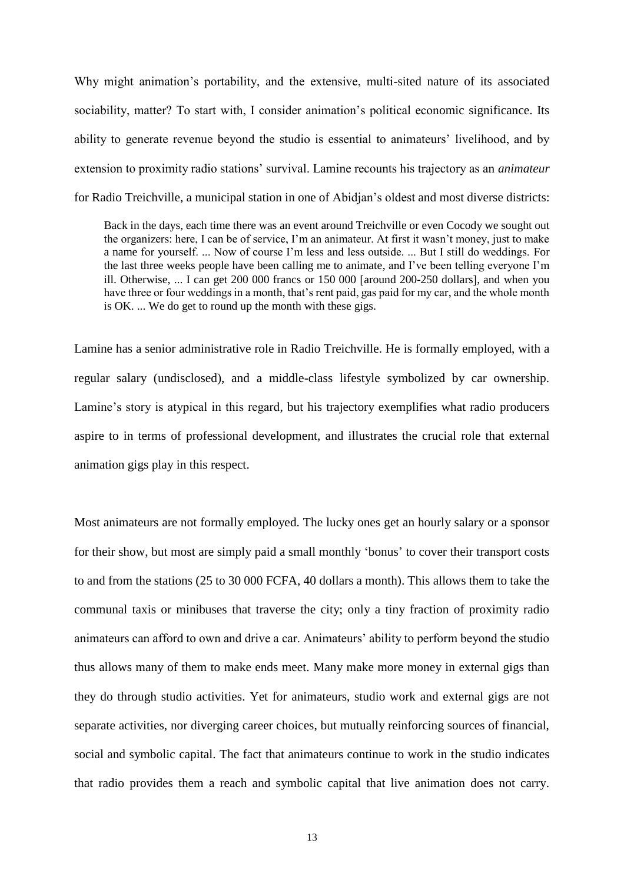Why might animation's portability, and the extensive, multi-sited nature of its associated sociability, matter? To start with, I consider animation's political economic significance. Its ability to generate revenue beyond the studio is essential to animateurs' livelihood, and by extension to proximity radio stations' survival. Lamine recounts his trajectory as an *animateur* for Radio Treichville, a municipal station in one of Abidjan's oldest and most diverse districts:

> Back in the days, each time there was an event around Treichville or even Cocody we sought out the organizers: here, I can be of service, I'm an animateur. At first it wasn't money, just to make a name for yourself. ... Now of course I'm less and less outside. ... But I still do weddings. For the last three weeks people have been calling me to animate, and I've been telling everyone I'm ill. Otherwise, ... I can get 200 000 francs or 150 000 [around 200-250 dollars], and when you have three or four weddings in a month, that's rent paid, gas paid for my car, and the whole month is OK. ... We do get to round up the month with these gigs.

Lamine has a senior administrative role in Radio Treichville. He is formally employed, with a regular salary (undisclosed), and a middle-class lifestyle symbolized by car ownership. Lamine's story is atypical in this regard, but his trajectory exemplifies what radio producers aspire to in terms of professional development, and illustrates the crucial role that external animation gigs play in this respect.

Most animateurs are not formally employed. The lucky ones get an hourly salary or a sponsor for their show, but most are simply paid a small monthly 'bonus' to cover their transport costs to and from the stations (25 to 30 000 FCFA, 40 dollars a month). This allows them to take the communal taxis or minibuses that traverse the city; only a tiny fraction of proximity radio animateurs can afford to own and drive a car. Animateurs' ability to perform beyond the studio thus allows many of them to make ends meet. Many make more money in external gigs than they do through studio activities. Yet for animateurs, studio work and external gigs are not separate activities, nor diverging career choices, but mutually reinforcing sources of financial, social and symbolic capital. The fact that animateurs continue to work in the studio indicates that radio provides them a reach and symbolic capital that live animation does not carry.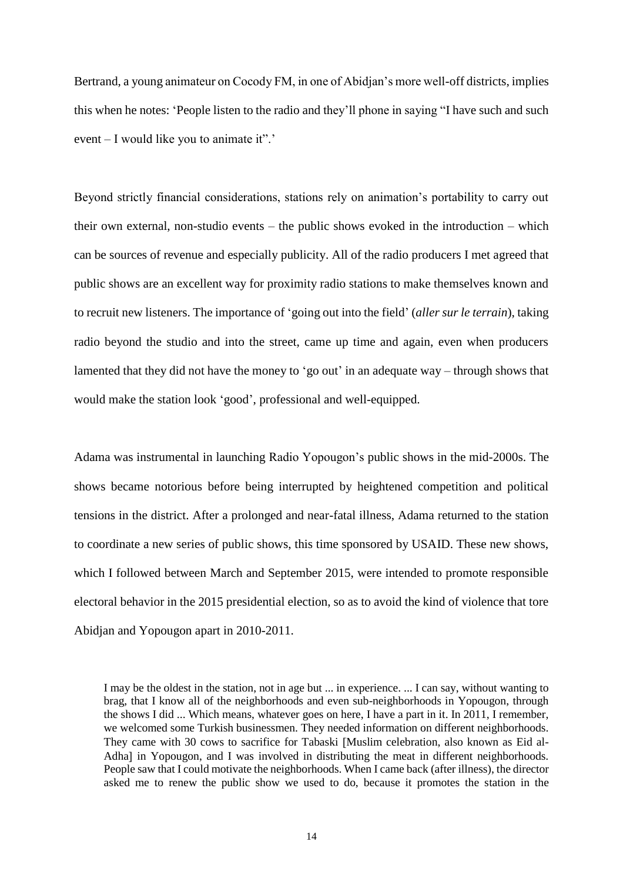Bertrand, a young animateur on Cocody FM, in one of Abidjan's more well-off districts, implies this when he notes: 'People listen to the radio and they'll phone in saying "I have such and such event – I would like you to animate it".'

Beyond strictly financial considerations, stations rely on animation's portability to carry out their own external, non-studio events – the public shows evoked in the introduction – which can be sources of revenue and especially publicity. All of the radio producers I met agreed that public shows are an excellent way for proximity radio stations to make themselves known and to recruit new listeners. The importance of 'going out into the field' (*aller sur le terrain*), taking radio beyond the studio and into the street, came up time and again, even when producers lamented that they did not have the money to 'go out' in an adequate way – through shows that would make the station look 'good', professional and well-equipped.

Adama was instrumental in launching Radio Yopougon's public shows in the mid-2000s. The shows became notorious before being interrupted by heightened competition and political tensions in the district. After a prolonged and near-fatal illness, Adama returned to the station to coordinate a new series of public shows, this time sponsored by USAID. These new shows, which I followed between March and September 2015, were intended to promote responsible electoral behavior in the 2015 presidential election, so as to avoid the kind of violence that tore Abidjan and Yopougon apart in 2010-2011.

> I may be the oldest in the station, not in age but ... in experience. ... I can say, without wanting to brag, that I know all of the neighborhoods and even sub-neighborhoods in Yopougon, through the shows I did ... Which means, whatever goes on here, I have a part in it. In 2011, I remember, we welcomed some Turkish businessmen. They needed information on different neighborhoods. They came with 30 cows to sacrifice for Tabaski [Muslim celebration, also known as Eid al-Adha] in Yopougon, and I was involved in distributing the meat in different neighborhoods. People saw that I could motivate the neighborhoods. When I came back (after illness), the director asked me to renew the public show we used to do, because it promotes the station in the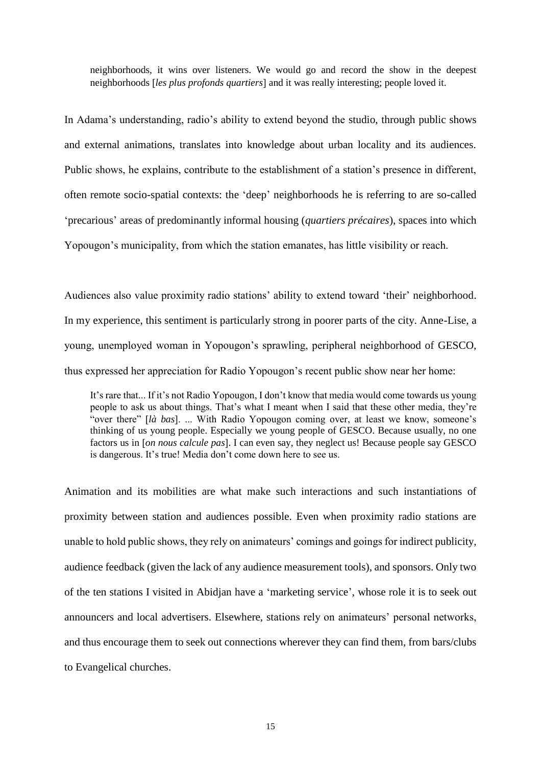> neighborhoods, it wins over listeners. We would go and record the show in the deepest neighborhoods [*les plus profonds quartiers*] and it was really interesting; people loved it.

In Adama's understanding, radio's ability to extend beyond the studio, through public shows and external animations, translates into knowledge about urban locality and its audiences. Public shows, he explains, contribute to the establishment of a station's presence in different, often remote socio-spatial contexts: the 'deep' neighborhoods he is referring to are so-called 'precarious' areas of predominantly informal housing (*quartiers précaires*), spaces into which Yopougon's municipality, from which the station emanates, has little visibility or reach.

Audiences also value proximity radio stations' ability to extend toward 'their' neighborhood. In my experience, this sentiment is particularly strong in poorer parts of the city. Anne-Lise, a young, unemployed woman in Yopougon's sprawling, peripheral neighborhood of GESCO, thus expressed her appreciation for Radio Yopougon's recent public show near her home:

> It's rare that... If it's not Radio Yopougon, I don't know that media would come towards us young people to ask us about things. That's what I meant when I said that these other media, they're "over there" [*là bas*]. ... With Radio Yopougon coming over, at least we know, someone's thinking of us young people. Especially we young people of GESCO. Because usually, no one factors us in [*on nous calcule pas*]. I can even say, they neglect us! Because people say GESCO is dangerous. It's true! Media don't come down here to see us.

Animation and its mobilities are what make such interactions and such instantiations of proximity between station and audiences possible. Even when proximity radio stations are unable to hold public shows, they rely on animateurs' comings and goings for indirect publicity, audience feedback (given the lack of any audience measurement tools), and sponsors. Only two of the ten stations I visited in Abidjan have a 'marketing service', whose role it is to seek out announcers and local advertisers. Elsewhere, stations rely on animateurs' personal networks, and thus encourage them to seek out connections wherever they can find them, from bars/clubs to Evangelical churches.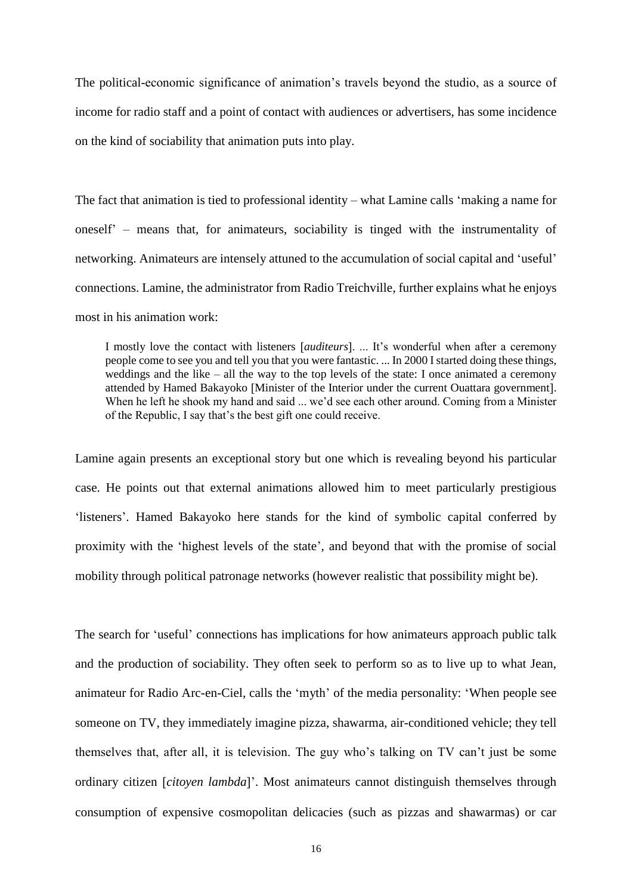The political-economic significance of animation's travels beyond the studio, as a source of income for radio staff and a point of contact with audiences or advertisers, has some incidence on the kind of sociability that animation puts into play.

The fact that animation is tied to professional identity – what Lamine calls 'making a name for oneself' – means that, for animateurs, sociability is tinged with the instrumentality of networking. Animateurs are intensely attuned to the accumulation of social capital and 'useful' connections. Lamine, the administrator from Radio Treichville, further explains what he enjoys most in his animation work:

> I mostly love the contact with listeners [*auditeurs*]. ... It's wonderful when after a ceremony people come to see you and tell you that you were fantastic. ... In 2000 I started doing these things, weddings and the like – all the way to the top levels of the state: I once animated a ceremony attended by Hamed Bakayoko [Minister of the Interior under the current Ouattara government]. When he left he shook my hand and said ... we'd see each other around. Coming from a Minister of the Republic, I say that's the best gift one could receive.

Lamine again presents an exceptional story but one which is revealing beyond his particular case. He points out that external animations allowed him to meet particularly prestigious 'listeners'. Hamed Bakayoko here stands for the kind of symbolic capital conferred by proximity with the 'highest levels of the state', and beyond that with the promise of social mobility through political patronage networks (however realistic that possibility might be).

The search for 'useful' connections has implications for how animateurs approach public talk and the production of sociability. They often seek to perform so as to live up to what Jean, animateur for Radio Arc-en-Ciel, calls the 'myth' of the media personality: 'When people see someone on TV, they immediately imagine pizza, shawarma, air-conditioned vehicle; they tell themselves that, after all, it is television. The guy who's talking on TV can't just be some ordinary citizen [*citoyen lambda*]'. Most animateurs cannot distinguish themselves through consumption of expensive cosmopolitan delicacies (such as pizzas and shawarmas) or car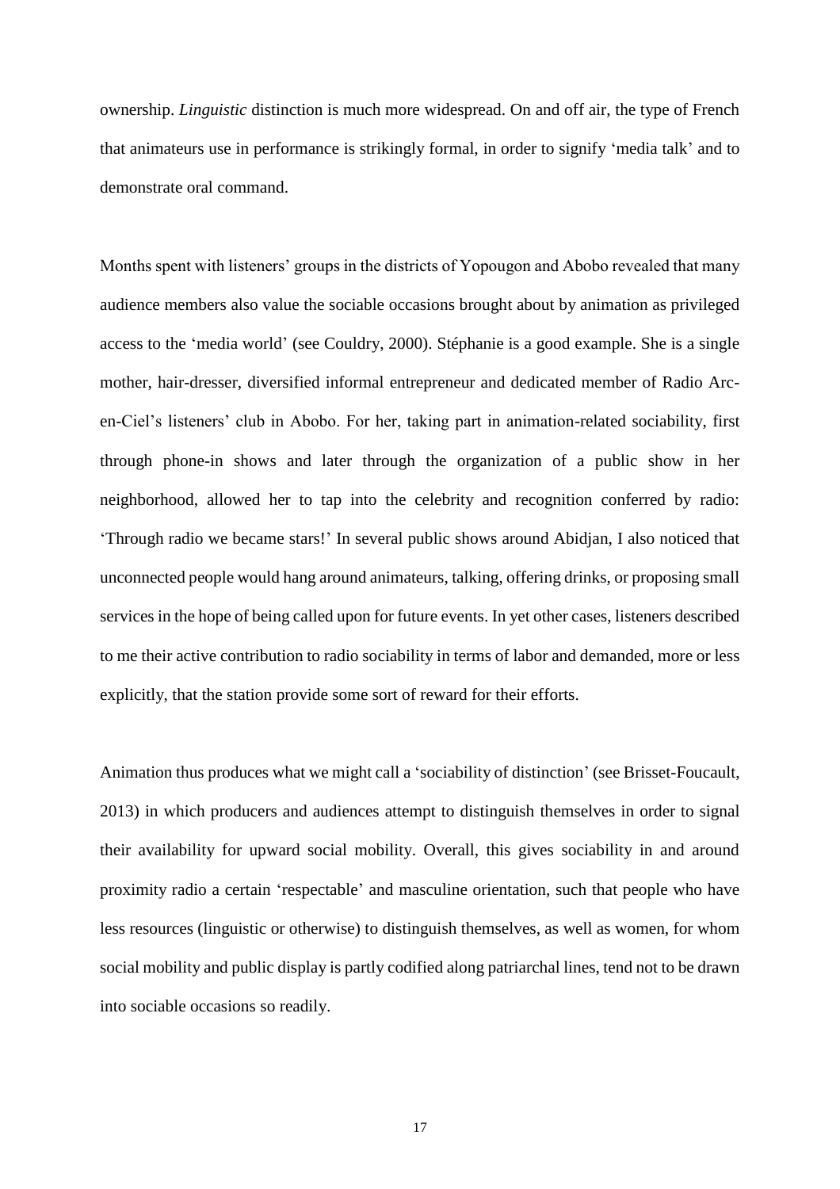ownership. *Linguistic* distinction is much more widespread. On and off air, the type of French that animateurs use in performance is strikingly formal, in order to signify 'media talk' and to demonstrate oral command.

Months spent with listeners' groups in the districts of Yopougon and Abobo revealed that many audience members also value the sociable occasions brought about by animation as privileged access to the 'media world' (see Couldry, 2000). Stéphanie is a good example. She is a single mother, hair-dresser, diversified informal entrepreneur and dedicated member of Radio Arc-en-Ciel's listeners' club in Abobo. For her, taking part in animation-related sociability, first through phone-in shows and later through the organization of a public show in her neighborhood, allowed her to tap into the celebrity and recognition conferred by radio: 'Through radio we became stars!' In several public shows around Abidjan, I also noticed that unconnected people would hang around animateurs, talking, offering drinks, or proposing small services in the hope of being called upon for future events. In yet other cases, listeners described to me their active contribution to radio sociability in terms of labor and demanded, more or less explicitly, that the station provide some sort of reward for their efforts.

Animation thus produces what we might call a 'sociability of distinction' (see Brisset-Foucault, 2013) in which producers and audiences attempt to distinguish themselves in order to signal their availability for upward social mobility. Overall, this gives sociability in and around proximity radio a certain 'respectable' and masculine orientation, such that people who have less resources (linguistic or otherwise) to distinguish themselves, as well as women, for whom social mobility and public display is partly codified along patriarchal lines, tend not to be drawn into sociable occasions so readily.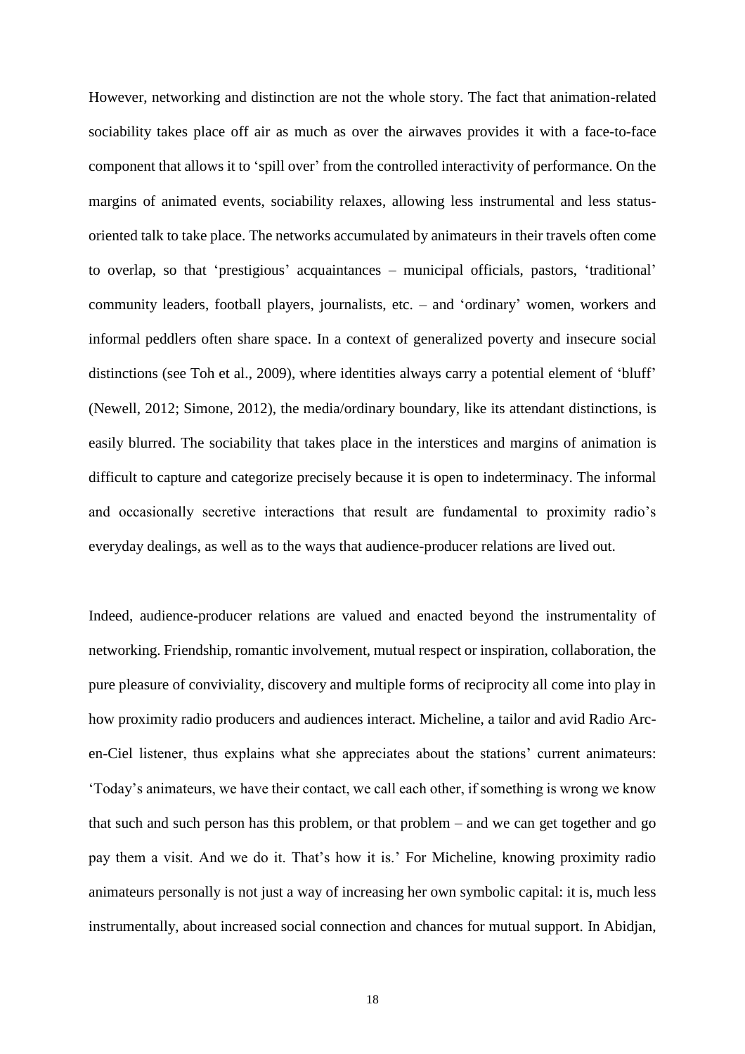However, networking and distinction are not the whole story. The fact that animation-related sociability takes place off air as much as over the airwaves provides it with a face-to-face component that allows it to 'spill over' from the controlled interactivity of performance. On the margins of animated events, sociability relaxes, allowing less instrumental and less status-oriented talk to take place. The networks accumulated by animateurs in their travels often come to overlap, so that 'prestigious' acquaintances – municipal officials, pastors, 'traditional' community leaders, football players, journalists, etc. – and 'ordinary' women, workers and informal peddlers often share space. In a context of generalized poverty and insecure social distinctions (see Toh et al., 2009), where identities always carry a potential element of 'bluff' (Newell, 2012; Simone, 2012), the media/ordinary boundary, like its attendant distinctions, is easily blurred. The sociability that takes place in the interstices and margins of animation is difficult to capture and categorize precisely because it is open to indeterminacy. The informal and occasionally secretive interactions that result are fundamental to proximity radio's everyday dealings, as well as to the ways that audience-producer relations are lived out.

Indeed, audience-producer relations are valued and enacted beyond the instrumentality of networking. Friendship, romantic involvement, mutual respect or inspiration, collaboration, the pure pleasure of conviviality, discovery and multiple forms of reciprocity all come into play in how proximity radio producers and audiences interact. Micheline, a tailor and avid Radio Arc-en-Ciel listener, thus explains what she appreciates about the stations' current animateurs: 'Today's animateurs, we have their contact, we call each other, if something is wrong we know that such and such person has this problem, or that problem – and we can get together and go pay them a visit. And we do it. That's how it is.' For Micheline, knowing proximity radio animateurs personally is not just a way of increasing her own symbolic capital: it is, much less instrumentally, about increased social connection and chances for mutual support. In Abidjan,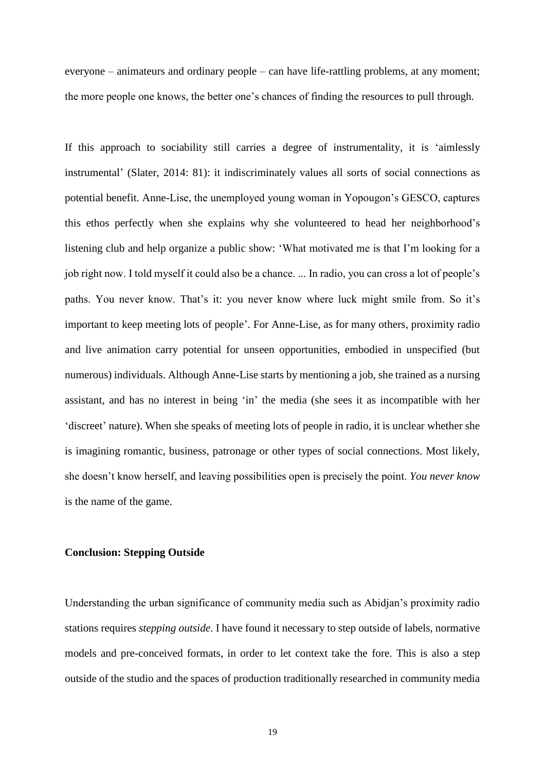everyone – animateurs and ordinary people – can have life-rattling problems, at any moment; the more people one knows, the better one's chances of finding the resources to pull through.

If this approach to sociability still carries a degree of instrumentality, it is 'aimlessly instrumental' (Slater, 2014: 81): it indiscriminately values all sorts of social connections as potential benefit. Anne-Lise, the unemployed young woman in Yopougon's GESCO, captures this ethos perfectly when she explains why she volunteered to head her neighborhood's listening club and help organize a public show: 'What motivated me is that I'm looking for a job right now. I told myself it could also be a chance. ... In radio, you can cross a lot of people's paths. You never know. That's it: you never know where luck might smile from. So it's important to keep meeting lots of people'. For Anne-Lise, as for many others, proximity radio and live animation carry potential for unseen opportunities, embodied in unspecified (but numerous) individuals. Although Anne-Lise starts by mentioning a job, she trained as a nursing assistant, and has no interest in being 'in' the media (she sees it as incompatible with her 'discreet' nature). When she speaks of meeting lots of people in radio, it is unclear whether she is imagining romantic, business, patronage or other types of social connections. Most likely, she doesn't know herself, and leaving possibilities open is precisely the point. *You never know* is the name of the game.

## Conclusion: Stepping Outside

Understanding the urban significance of community media such as Abidjan's proximity radio stations requires *stepping outside*. I have found it necessary to step outside of labels, normative models and pre-conceived formats, in order to let context take the fore. This is also a step outside of the studio and the spaces of production traditionally researched in community media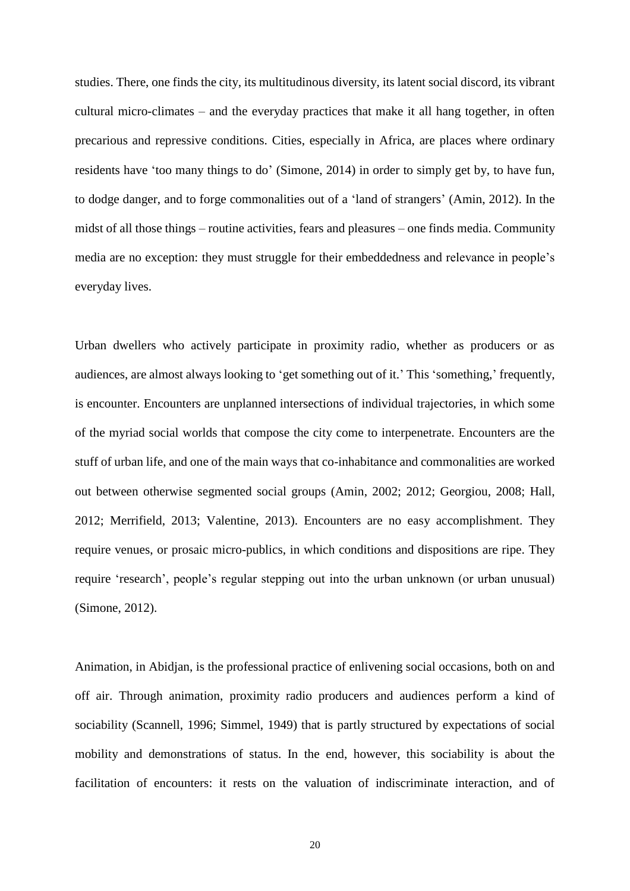studies. There, one finds the city, its multitudinous diversity, its latent social discord, its vibrant cultural micro-climates – and the everyday practices that make it all hang together, in often precarious and repressive conditions. Cities, especially in Africa, are places where ordinary residents have 'too many things to do' (Simone, 2014) in order to simply get by, to have fun, to dodge danger, and to forge commonalities out of a 'land of strangers' (Amin, 2012). In the midst of all those things – routine activities, fears and pleasures – one finds media. Community media are no exception: they must struggle for their embeddedness and relevance in people's everyday lives.

Urban dwellers who actively participate in proximity radio, whether as producers or as audiences, are almost always looking to 'get something out of it.' This 'something,' frequently, is encounter. Encounters are unplanned intersections of individual trajectories, in which some of the myriad social worlds that compose the city come to interpenetrate. Encounters are the stuff of urban life, and one of the main ways that co-inhabitance and commonalities are worked out between otherwise segmented social groups (Amin, 2002; 2012; Georgiou, 2008; Hall, 2012; Merrifield, 2013; Valentine, 2013). Encounters are no easy accomplishment. They require venues, or prosaic micro-publics, in which conditions and dispositions are ripe. They require 'research', people's regular stepping out into the urban unknown (or urban unusual) (Simone, 2012).

Animation, in Abidjan, is the professional practice of enlivening social occasions, both on and off air. Through animation, proximity radio producers and audiences perform a kind of sociability (Scannell, 1996; Simmel, 1949) that is partly structured by expectations of social mobility and demonstrations of status. In the end, however, this sociability is about the facilitation of encounters: it rests on the valuation of indiscriminate interaction, and of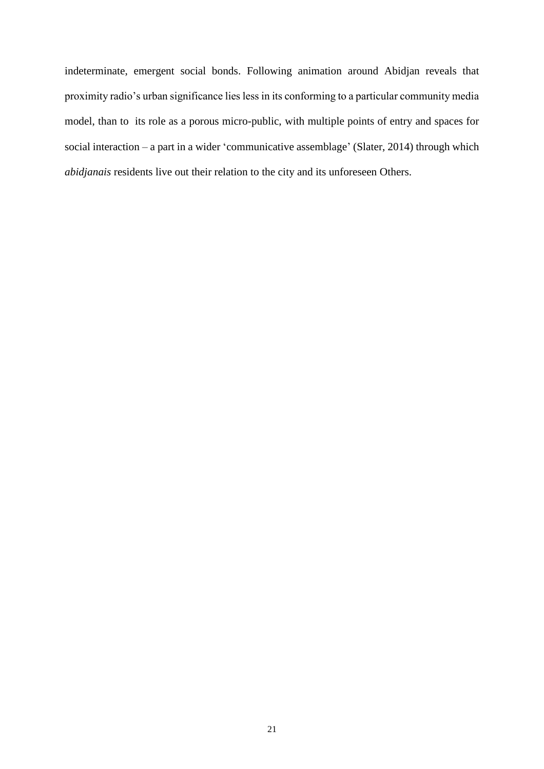indeterminate, emergent social bonds. Following animation around Abidjan reveals that proximity radio's urban significance lies less in its conforming to a particular community media model, than to its role as a porous micro-public, with multiple points of entry and spaces for social interaction – a part in a wider 'communicative assemblage' (Slater, 2014) through which *abidjanais* residents live out their relation to the city and its unforeseen Others.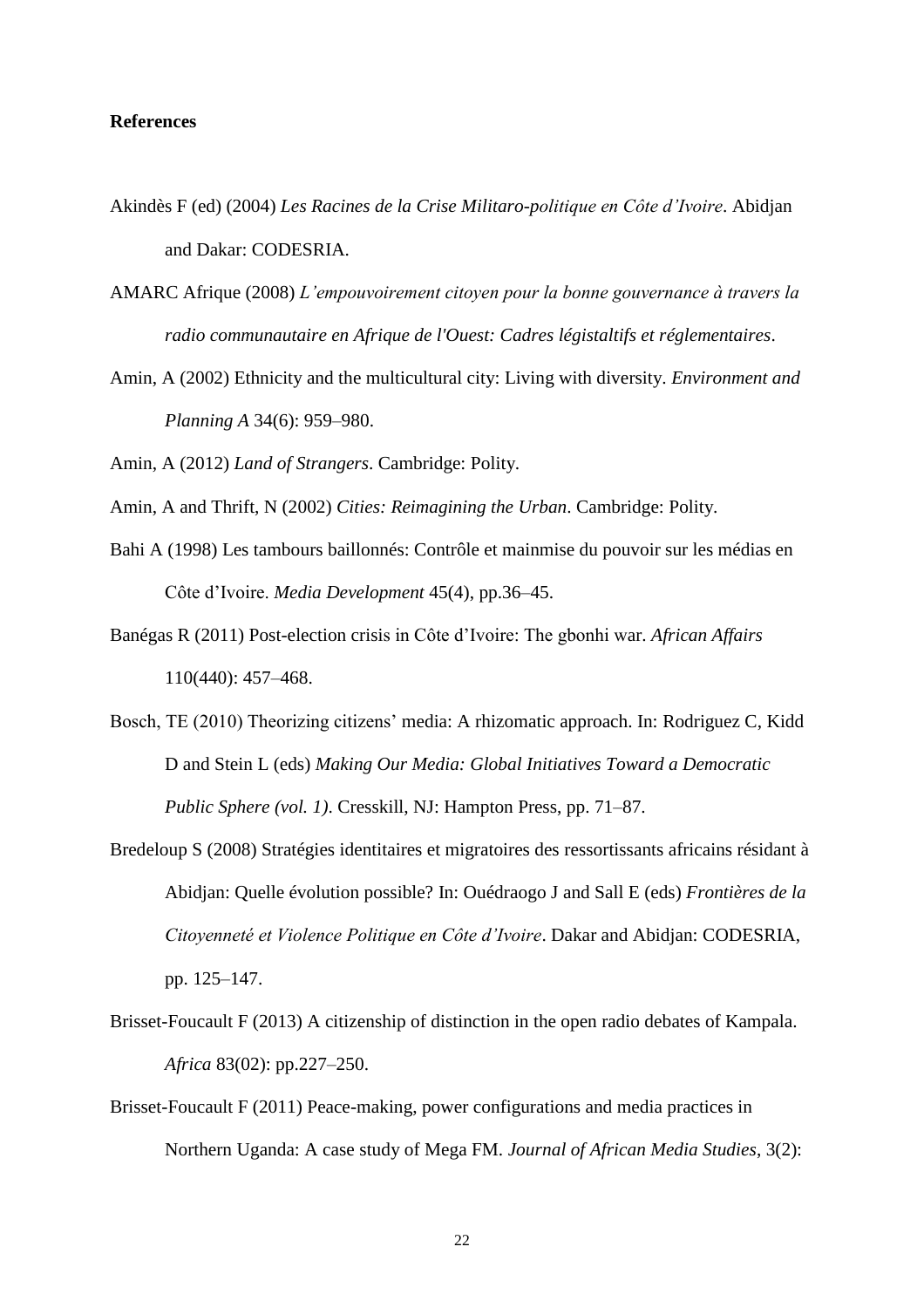**References**

Akindès F (ed) (2004) *Les Racines de la Crise Militaro-politique en Côte d'Ivoire*. Abidjan and Dakar: CODESRIA.

AMARC Afrique (2008) *L'empouvoirement citoyen pour la bonne gouvernance à travers la radio communautaire en Afrique de l'Ouest: Cadres législtaltifs et réglementaires*.

Amin, A (2002) Ethnicity and the multicultural city: Living with diversity. *Environment and Planning A* 34(6): 959–980.

Amin, A (2012) *Land of Strangers*. Cambridge: Polity.

Amin, A and Thrift, N (2002) *Cities: Reimagining the Urban*. Cambridge: Polity.

Bahi A (1998) Les tambours baillonnés: Contrôle et mainmise du pouvoir sur les médias en Côte d'Ivoire. *Media Development* 45(4), pp.36–45.

Banégas R (2011) Post-election crisis in Côte d'Ivoire: The gbonhi war. *African Affairs* 110(440): 457–468.

Bosch, TE (2010) Theorizing citizens' media: A rhizomatic approach. In: Rodriguez C, Kidd D and Stein L (eds) *Making Our Media: Global Initiatives Toward a Democratic Public Sphere (vol. 1)*. Cresskill, NJ: Hampton Press, pp. 71–87.

Bredeloup S (2008) Stratégies identitaires et migratoires des ressortissants africains résidant à Abidjan: Quelle évolution possible? In: Ouédraogo J and Sall E (eds) *Frontières de la Citoyenneté et Violence Politique en Côte d'Ivoire*. Dakar and Abidjan: CODESRIA, pp. 125–147.

Brisset-Foucault F (2013) A citizenship of distinction in the open radio debates of Kampala. *Africa* 83(02): pp.227–250.

Brisset-Foucault F (2011) Peace-making, power configurations and media practices in Northern Uganda: A case study of Mega FM. *Journal of African Media Studies*, 3(2):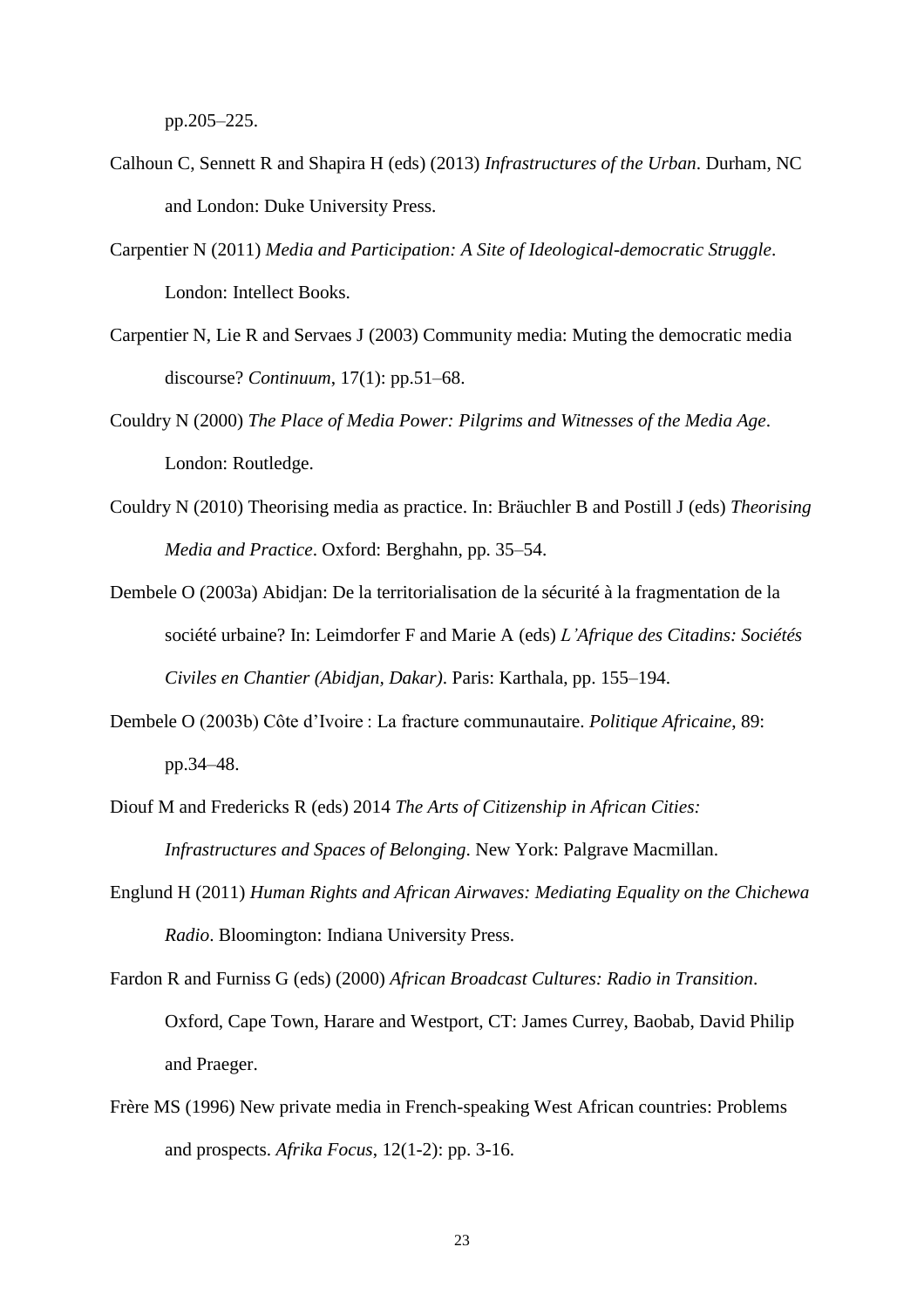pp.205–225.

Calhoun C, Sennett R and Shapira H (eds) (2013) *Infrastructures of the Urban*. Durham, NC and London: Duke University Press.

Carpentier N (2011) *Media and Participation: A Site of Ideological-democratic Struggle*. London: Intellect Books.

Carpentier N, Lie R and Servaes J (2003) Community media: Muting the democratic media discourse? *Continuum*, 17(1): pp.51–68.

Couldry N (2000) *The Place of Media Power: Pilgrims and Witnesses of the Media Age*. London: Routledge.

Couldry N (2010) Theorising media as practice. In: Bräuchler B and Postill J (eds) *Theorising Media and Practice*. Oxford: Berghahn, pp. 35–54.

Dembele O (2003a) Abidjan: De la territorialisation de la sécurité à la fragmentation de la société urbaine? In: Leimdorfer F and Marie A (eds) *L'Afrique des Citadins: Sociétés Civiles en Chantier (Abidjan, Dakar)*. Paris: Karthala, pp. 155–194.

Dembele O (2003b) Côte d'Ivoire : La fracture communautaire. *Politique Africaine*, 89: pp.34–48.

Diouf M and Fredericks R (eds) 2014 *The Arts of Citizenship in African Cities: Infrastructures and Spaces of Belonging*. New York: Palgrave Macmillan.

Englund H (2011) *Human Rights and African Airwaves: Mediating Equality on the Chichewa Radio*. Bloomington: Indiana University Press.

Fardon R and Furniss G (eds) (2000) *African Broadcast Cultures: Radio in Transition*. Oxford, Cape Town, Harare and Westport, CT: James Currey, Baobab, David Philip and Praeger.

Frère MS (1996) New private media in French-speaking West African countries: Problems and prospects. *Afrika Focus*, 12(1-2): pp. 3-16.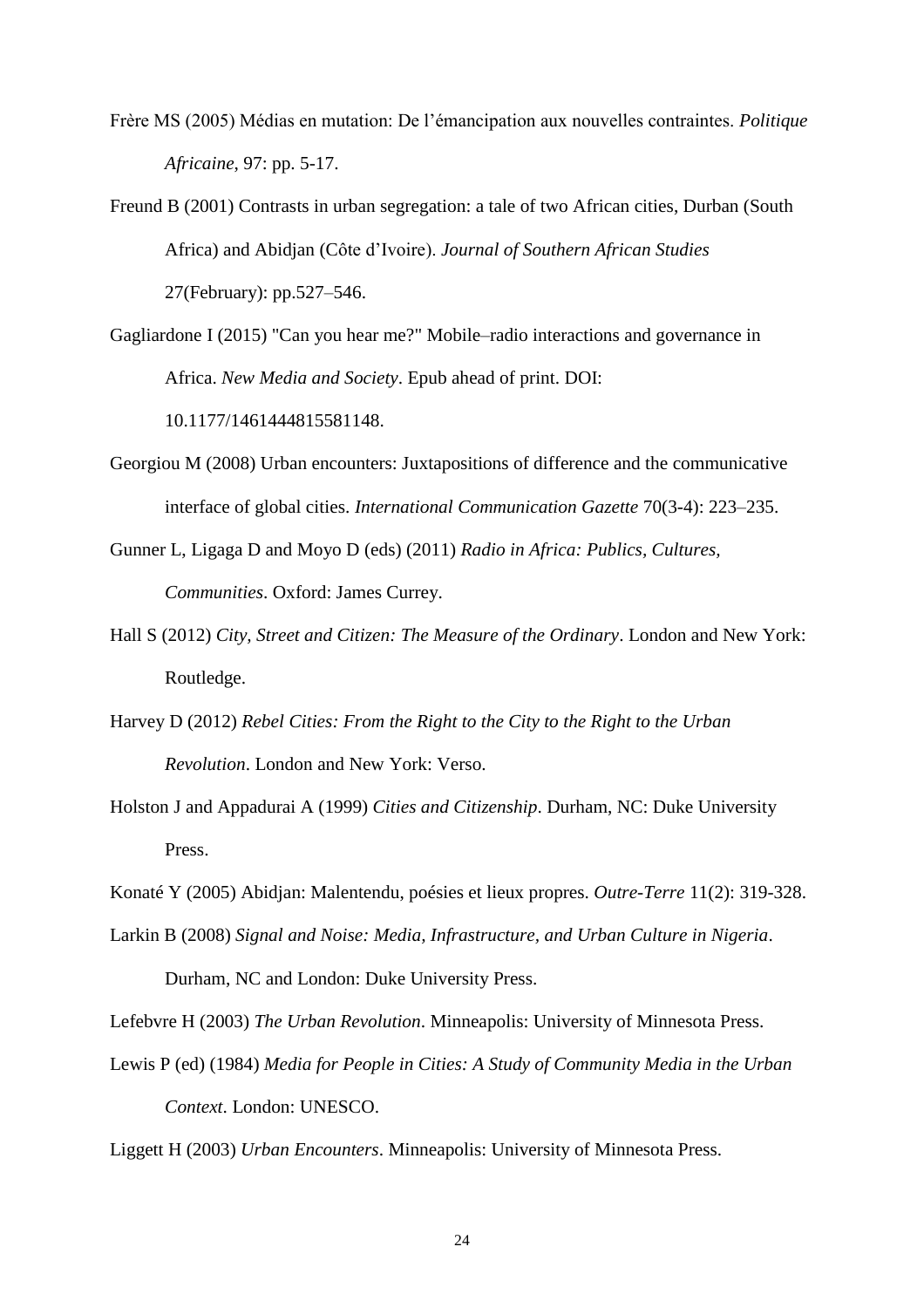Frère MS (2005) Médias en mutation: De l'émancipation aux nouvelles contraintes. *Politique Africaine*, 97: pp. 5-17.

Freund B (2001) Contrasts in urban segregation: a tale of two African cities, Durban (South Africa) and Abidjan (Côte d'Ivoire). *Journal of Southern African Studies* 27(February): pp.527–546.

Gagliardone I (2015) "Can you hear me?" Mobile–radio interactions and governance in Africa. *New Media and Society*. Epub ahead of print. DOI: 10.1177/1461444815581148.

Georgiou M (2008) Urban encounters: Juxtapositions of difference and the communicative interface of global cities. *International Communication Gazette* 70(3-4): 223–235.

Gunner L, Ligaga D and Moyo D (eds) (2011) *Radio in Africa: Publics, Cultures, Communities*. Oxford: James Currey.

Hall S (2012) *City, Street and Citizen: The Measure of the Ordinary*. London and New York: Routledge.

Harvey D (2012) *Rebel Cities: From the Right to the City to the Right to the Urban Revolution*. London and New York: Verso.

Holston J and Appadurai A (1999) *Cities and Citizenship*. Durham, NC: Duke University Press.

Konaté Y (2005) Abidjan: Malentendu, poésies et lieux propres. *Outre-Terre* 11(2): 319-328.

Larkin B (2008) *Signal and Noise: Media, Infrastructure, and Urban Culture in Nigeria*. Durham, NC and London: Duke University Press.

Lefebvre H (2003) *The Urban Revolution*. Minneapolis: University of Minnesota Press.

Lewis P (ed) (1984) *Media for People in Cities: A Study of Community Media in the Urban Context*. London: UNESCO.

Liggett H (2003) *Urban Encounters*. Minneapolis: University of Minnesota Press.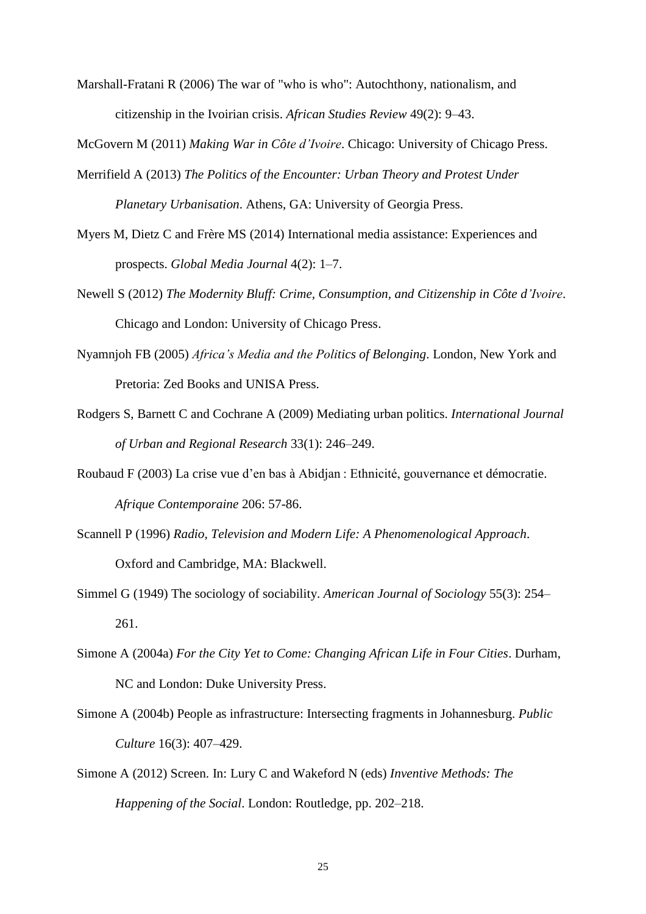Marshall-Fratani R (2006) The war of "who is who": Autochthony, nationalism, and citizenship in the Ivoirian crisis. *African Studies Review* 49(2): 9–43.

McGovern M (2011) *Making War in Côte d'Ivoire*. Chicago: University of Chicago Press.

Merrifield A (2013) *The Politics of the Encounter: Urban Theory and Protest Under Planetary Urbanisation*. Athens, GA: University of Georgia Press.

Myers M, Dietz C and Frère MS (2014) International media assistance: Experiences and prospects. *Global Media Journal* 4(2): 1–7.

Newell S (2012) *The Modernity Bluff: Crime, Consumption, and Citizenship in Côte d'Ivoire*. Chicago and London: University of Chicago Press.

Nyamnjoh FB (2005) *Africa's Media and the Politics of Belonging*. London, New York and Pretoria: Zed Books and UNISA Press.

Rodgers S, Barnett C and Cochrane A (2009) Mediating urban politics. *International Journal of Urban and Regional Research* 33(1): 246–249.

Roubaud F (2003) La crise vue d'en bas à Abidjan : Ethnicité, gouvernance et démocratie. *Afrique Contemporaine* 206: 57-86.

Scannell P (1996) *Radio, Television and Modern Life: A Phenomenological Approach*. Oxford and Cambridge, MA: Blackwell.

Simmel G (1949) The sociology of sociability. *American Journal of Sociology* 55(3): 254–261.

Simone A (2004a) *For the City Yet to Come: Changing African Life in Four Cities*. Durham, NC and London: Duke University Press.

Simone A (2004b) People as infrastructure: Intersecting fragments in Johannesburg. *Public Culture* 16(3): 407–429.

Simone A (2012) Screen. In: Lury C and Wakeford N (eds) *Inventive Methods: The Happening of the Social*. London: Routledge, pp. 202–218.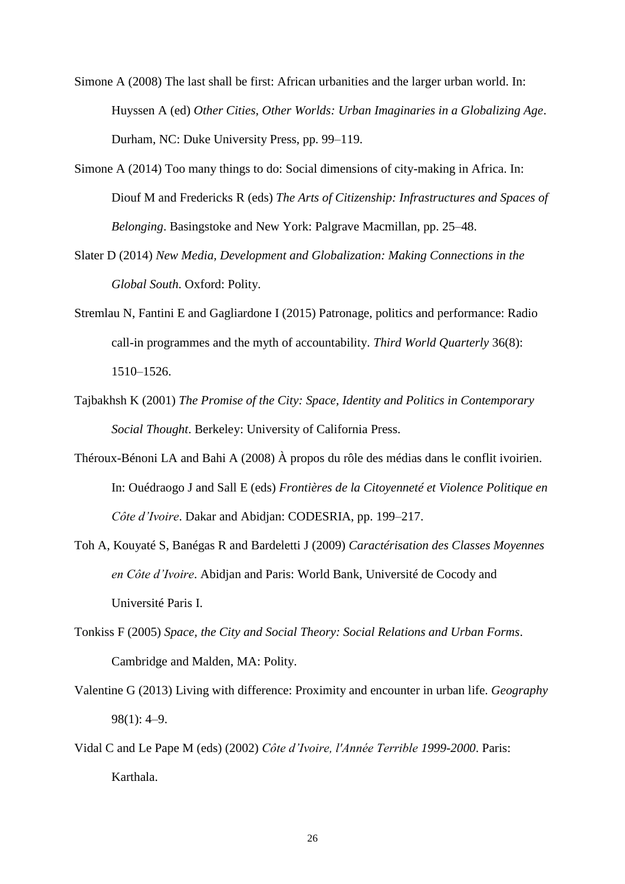Simone A (2008) The last shall be first: African urbanities and the larger urban world. In: Huyssen A (ed) *Other Cities, Other Worlds: Urban Imaginaries in a Globalizing Age*. Durham, NC: Duke University Press, pp. 99–119.

Simone A (2014) Too many things to do: Social dimensions of city-making in Africa. In: Diouf M and Fredericks R (eds) *The Arts of Citizenship: Infrastructures and Spaces of Belonging*. Basingstoke and New York: Palgrave Macmillan, pp. 25–48.

Slater D (2014) *New Media, Development and Globalization: Making Connections in the Global South*. Oxford: Polity.

Stremlau N, Fantini E and Gagliardone I (2015) Patronage, politics and performance: Radio call-in programmes and the myth of accountability. *Third World Quarterly* 36(8): 1510–1526.

Tajbakhsh K (2001) *The Promise of the City: Space, Identity and Politics in Contemporary Social Thought*. Berkeley: University of California Press.

Théroux-Bénoni LA and Bahi A (2008) À propos du rôle des médias dans le conflit ivoirien. In: Ouédraogo J and Sall E (eds) *Frontières de la Citoyenneté et Violence Politique en Côte d'Ivoire*. Dakar and Abidjan: CODESRIA, pp. 199–217.

Toh A, Kouyaté S, Banégas R and Bardeletti J (2009) *Caractérisation des Classes Moyennes en Côte d'Ivoire*. Abidjan and Paris: World Bank, Université de Cocody and Université Paris I.

Tonkiss F (2005) *Space, the City and Social Theory: Social Relations and Urban Forms*. Cambridge and Malden, MA: Polity.

Valentine G (2013) Living with difference: Proximity and encounter in urban life. *Geography* 98(1): 4–9.

Vidal C and Le Pape M (eds) (2002) *Côte d'Ivoire, l'Année Terrible 1999-2000*. Paris: Karthala.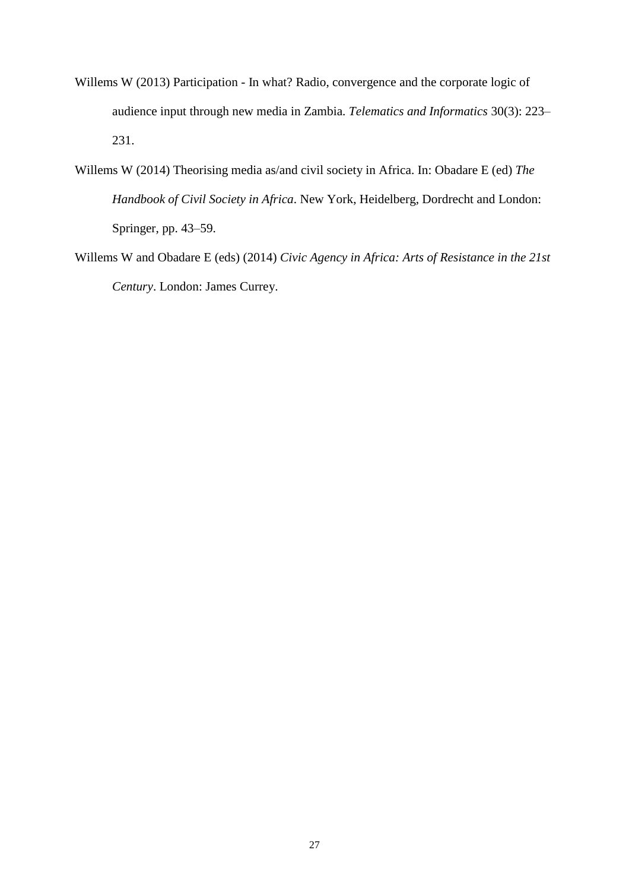Willems W (2013) Participation - In what? Radio, convergence and the corporate logic of audience input through new media in Zambia. *Telematics and Informatics* 30(3): 223–231.

Willems W (2014) Theorising media as/and civil society in Africa. In: Obadare E (ed) *The Handbook of Civil Society in Africa*. New York, Heidelberg, Dordrecht and London: Springer, pp. 43–59.

Willems W and Obadare E (eds) (2014) *Civic Agency in Africa: Arts of Resistance in the 21st Century*. London: James Currey.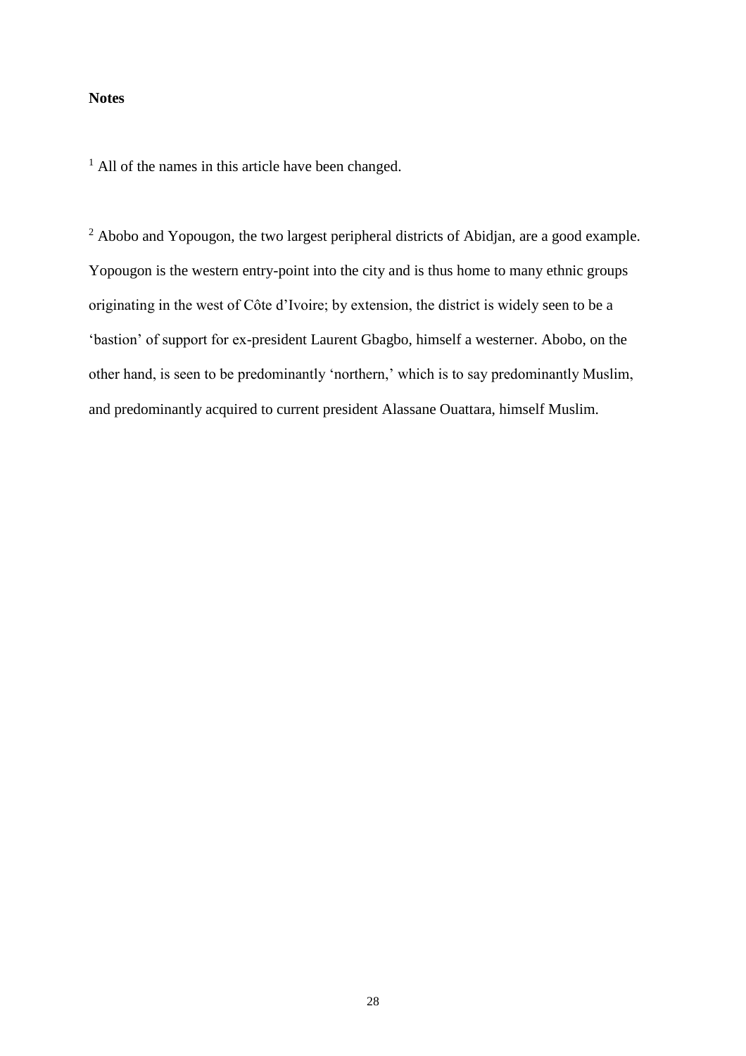**Notes**

[1] All of the names in this article have been changed.

[2] Abobo and Yopougon, the two largest peripheral districts of Abidjan, are a good example. Yopougon is the western entry-point into the city and is thus home to many ethnic groups originating in the west of Côte d'Ivoire; by extension, the district is widely seen to be a 'bastion' of support for ex-president Laurent Gbagbo, himself a westerner. Abobo, on the other hand, is seen to be predominantly 'northern,' which is to say predominantly Muslim, and predominantly acquired to current president Alassane Ouattara, himself Muslim.